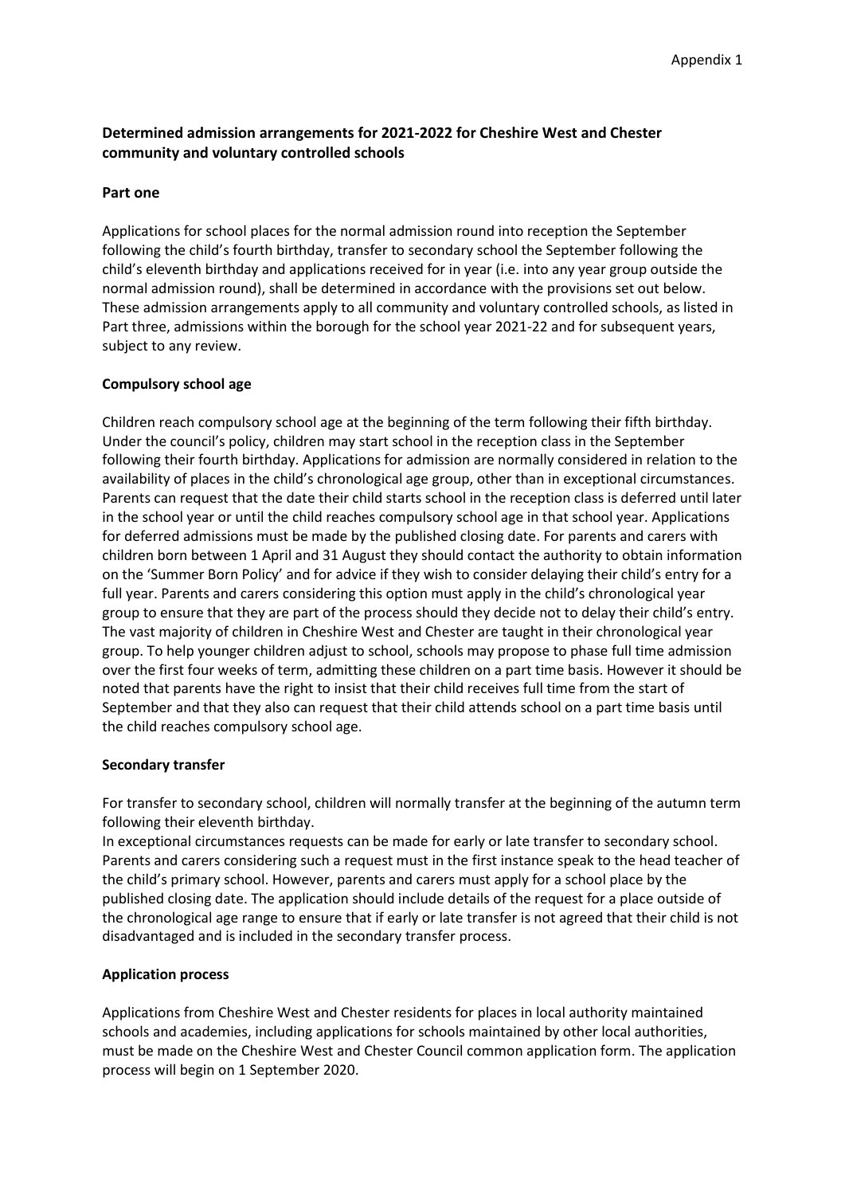Appendix 1

**Determined admission arrangements for 2021-2022 for Cheshire West and Chester community and voluntary controlled schools**

**Part one**

Applications for school places for the normal admission round into reception the September following the child's fourth birthday, transfer to secondary school the September following the child's eleventh birthday and applications received for in year (i.e. into any year group outside the normal admission round), shall be determined in accordance with the provisions set out below. These admission arrangements apply to all community and voluntary controlled schools, as listed in Part three, admissions within the borough for the school year 2021-22 and for subsequent years, subject to any review.

**Compulsory school age**

Children reach compulsory school age at the beginning of the term following their fifth birthday. Under the council's policy, children may start school in the reception class in the September following their fourth birthday. Applications for admission are normally considered in relation to the availability of places in the child's chronological age group, other than in exceptional circumstances. Parents can request that the date their child starts school in the reception class is deferred until later in the school year or until the child reaches compulsory school age in that school year. Applications for deferred admissions must be made by the published closing date. For parents and carers with children born between 1 April and 31 August they should contact the authority to obtain information on the 'Summer Born Policy' and for advice if they wish to consider delaying their child's entry for a full year. Parents and carers considering this option must apply in the child's chronological year group to ensure that they are part of the process should they decide not to delay their child's entry. The vast majority of children in Cheshire West and Chester are taught in their chronological year group. To help younger children adjust to school, schools may propose to phase full time admission over the first four weeks of term, admitting these children on a part time basis. However it should be noted that parents have the right to insist that their child receives full time from the start of September and that they also can request that their child attends school on a part time basis until the child reaches compulsory school age.

**Secondary transfer**

For transfer to secondary school, children will normally transfer at the beginning of the autumn term following their eleventh birthday.

In exceptional circumstances requests can be made for early or late transfer to secondary school. Parents and carers considering such a request must in the first instance speak to the head teacher of the child's primary school. However, parents and carers must apply for a school place by the published closing date. The application should include details of the request for a place outside of the chronological age range to ensure that if early or late transfer is not agreed that their child is not disadvantaged and is included in the secondary transfer process.

**Application process**

Applications from Cheshire West and Chester residents for places in local authority maintained schools and academies, including applications for schools maintained by other local authorities, must be made on the Cheshire West and Chester Council common application form. The application process will begin on 1 September 2020.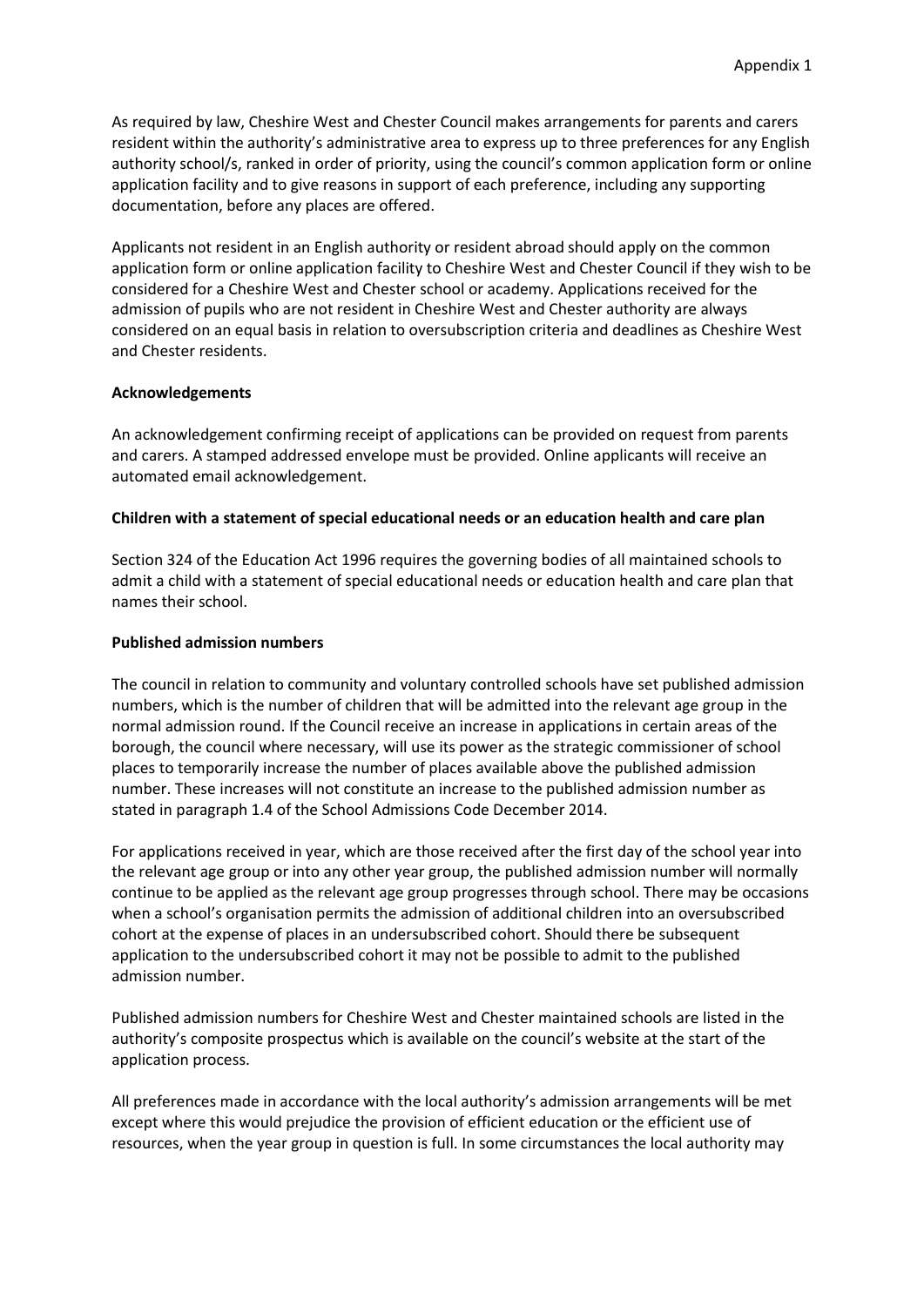As required by law, Cheshire West and Chester Council makes arrangements for parents and carers resident within the authority's administrative area to express up to three preferences for any English authority school/s, ranked in order of priority, using the council's common application form or online application facility and to give reasons in support of each preference, including any supporting documentation, before any places are offered.

Applicants not resident in an English authority or resident abroad should apply on the common application form or online application facility to Cheshire West and Chester Council if they wish to be considered for a Cheshire West and Chester school or academy. Applications received for the admission of pupils who are not resident in Cheshire West and Chester authority are always considered on an equal basis in relation to oversubscription criteria and deadlines as Cheshire West and Chester residents.

**Acknowledgements**

An acknowledgement confirming receipt of applications can be provided on request from parents and carers. A stamped addressed envelope must be provided. Online applicants will receive an automated email acknowledgement.

**Children with a statement of special educational needs or an education health and care plan**

Section 324 of the Education Act 1996 requires the governing bodies of all maintained schools to admit a child with a statement of special educational needs or education health and care plan that names their school.

**Published admission numbers**

The council in relation to community and voluntary controlled schools have set published admission numbers, which is the number of children that will be admitted into the relevant age group in the normal admission round. If the Council receive an increase in applications in certain areas of the borough, the council where necessary, will use its power as the strategic commissioner of school places to temporarily increase the number of places available above the published admission number. These increases will not constitute an increase to the published admission number as stated in paragraph 1.4 of the School Admissions Code December 2014.

For applications received in year, which are those received after the first day of the school year into the relevant age group or into any other year group, the published admission number will normally continue to be applied as the relevant age group progresses through school. There may be occasions when a school's organisation permits the admission of additional children into an oversubscribed cohort at the expense of places in an undersubscribed cohort. Should there be subsequent application to the undersubscribed cohort it may not be possible to admit to the published admission number.

Published admission numbers for Cheshire West and Chester maintained schools are listed in the authority's composite prospectus which is available on the council's website at the start of the application process.

All preferences made in accordance with the local authority's admission arrangements will be met except where this would prejudice the provision of efficient education or the efficient use of resources, when the year group in question is full. In some circumstances the local authority may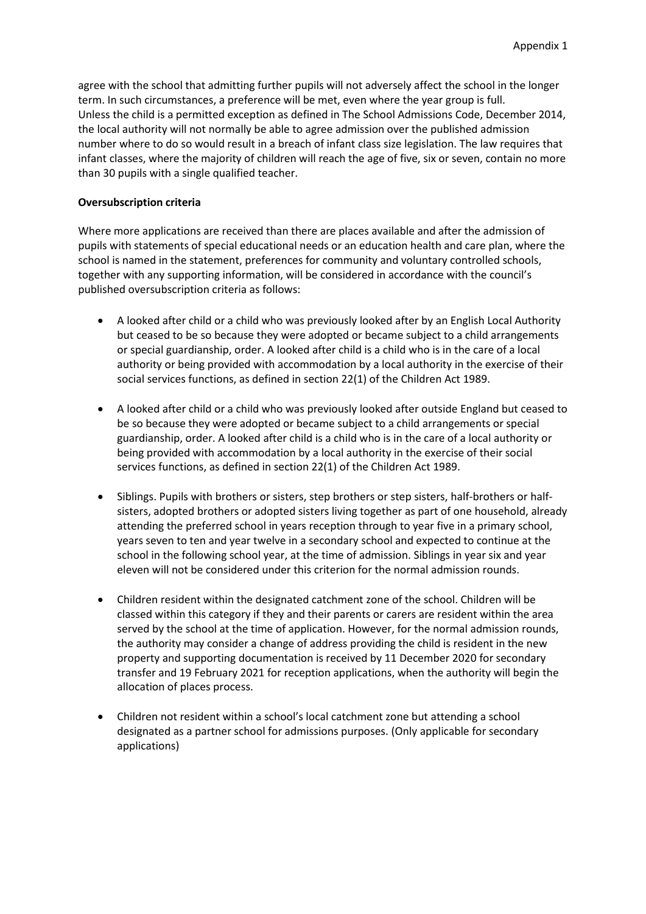agree with the school that admitting further pupils will not adversely affect the school in the longer term. In such circumstances, a preference will be met, even where the year group is full.
Unless the child is a permitted exception as defined in The School Admissions Code, December 2014, the local authority will not normally be able to agree admission over the published admission number where to do so would result in a breach of infant class size legislation. The law requires that infant classes, where the majority of children will reach the age of five, six or seven, contain no more than 30 pupils with a single qualified teacher.

**Oversubscription criteria**

Where more applications are received than there are places available and after the admission of pupils with statements of special educational needs or an education health and care plan, where the school is named in the statement, preferences for community and voluntary controlled schools, together with any supporting information, will be considered in accordance with the council's published oversubscription criteria as follows:

- A looked after child or a child who was previously looked after by an English Local Authority but ceased to be so because they were adopted or became subject to a child arrangements or special guardianship, order. A looked after child is a child who is in the care of a local authority or being provided with accommodation by a local authority in the exercise of their social services functions, as defined in section 22(1) of the Children Act 1989.

- A looked after child or a child who was previously looked after outside England but ceased to be so because they were adopted or became subject to a child arrangements or special guardianship, order. A looked after child is a child who is in the care of a local authority or being provided with accommodation by a local authority in the exercise of their social services functions, as defined in section 22(1) of the Children Act 1989.

- Siblings. Pupils with brothers or sisters, step brothers or step sisters, half-brothers or half-sisters, adopted brothers or adopted sisters living together as part of one household, already attending the preferred school in years reception through to year five in a primary school, years seven to ten and year twelve in a secondary school and expected to continue at the school in the following school year, at the time of admission. Siblings in year six and year eleven will not be considered under this criterion for the normal admission rounds.

- Children resident within the designated catchment zone of the school. Children will be classed within this category if they and their parents or carers are resident within the area served by the school at the time of application. However, for the normal admission rounds, the authority may consider a change of address providing the child is resident in the new property and supporting documentation is received by 11 December 2020 for secondary transfer and 19 February 2021 for reception applications, when the authority will begin the allocation of places process.

- Children not resident within a school's local catchment zone but attending a school designated as a partner school for admissions purposes. (Only applicable for secondary applications)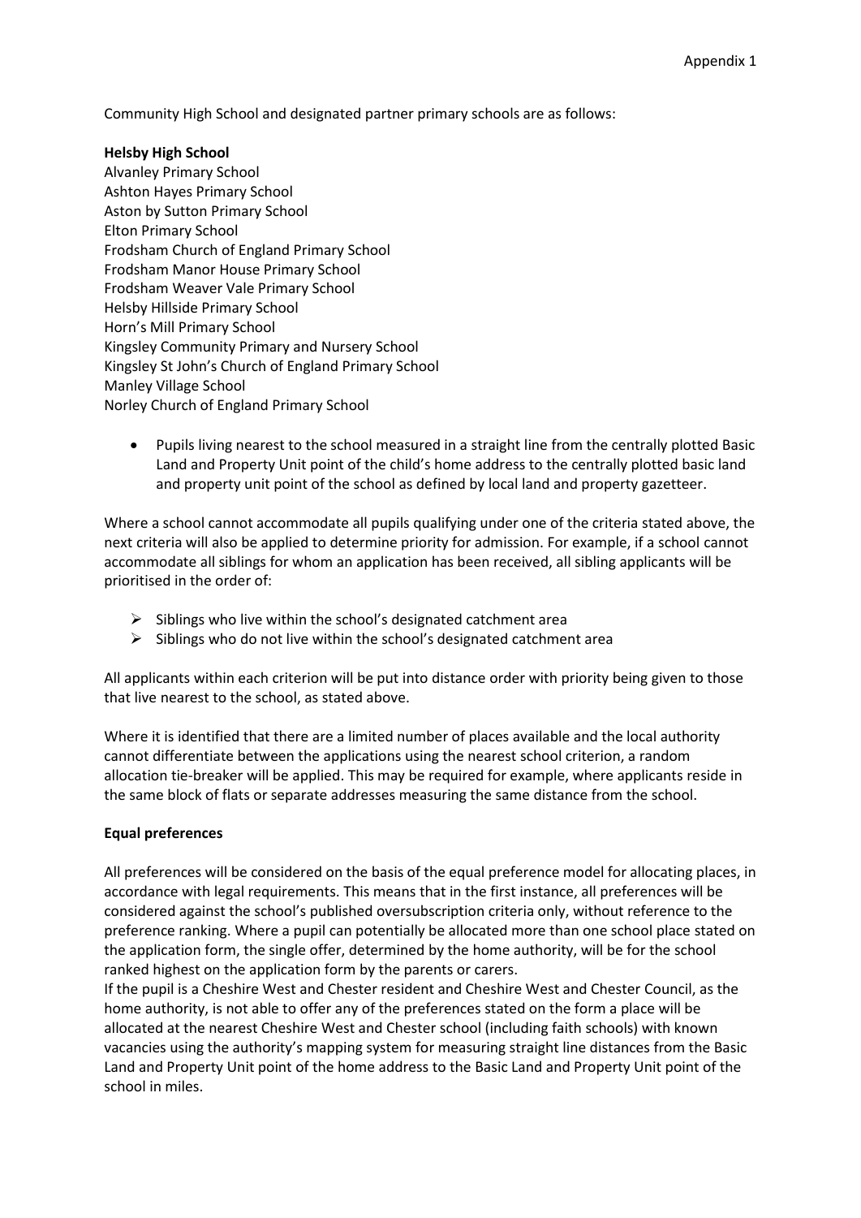Appendix 1

Community High School and designated partner primary schools are as follows:

**Helsby High School**

Alvanley Primary School
Ashton Hayes Primary School
Aston by Sutton Primary School
Elton Primary School
Frodsham Church of England Primary School
Frodsham Manor House Primary School
Frodsham Weaver Vale Primary School
Helsby Hillside Primary School
Horn's Mill Primary School
Kingsley Community Primary and Nursery School
Kingsley St John's Church of England Primary School
Manley Village School
Norley Church of England Primary School

- Pupils living nearest to the school measured in a straight line from the centrally plotted Basic Land and Property Unit point of the child's home address to the centrally plotted basic land and property unit point of the school as defined by local land and property gazetteer.

Where a school cannot accommodate all pupils qualifying under one of the criteria stated above, the next criteria will also be applied to determine priority for admission. For example, if a school cannot accommodate all siblings for whom an application has been received, all sibling applicants will be prioritised in the order of:

- Siblings who live within the school's designated catchment area
- Siblings who do not live within the school's designated catchment area

All applicants within each criterion will be put into distance order with priority being given to those that live nearest to the school, as stated above.

Where it is identified that there are a limited number of places available and the local authority cannot differentiate between the applications using the nearest school criterion, a random allocation tie-breaker will be applied. This may be required for example, where applicants reside in the same block of flats or separate addresses measuring the same distance from the school.

**Equal preferences**

All preferences will be considered on the basis of the equal preference model for allocating places, in accordance with legal requirements. This means that in the first instance, all preferences will be considered against the school's published oversubscription criteria only, without reference to the preference ranking. Where a pupil can potentially be allocated more than one school place stated on the application form, the single offer, determined by the home authority, will be for the school ranked highest on the application form by the parents or carers.
If the pupil is a Cheshire West and Chester resident and Cheshire West and Chester Council, as the home authority, is not able to offer any of the preferences stated on the form a place will be allocated at the nearest Cheshire West and Chester school (including faith schools) with known vacancies using the authority's mapping system for measuring straight line distances from the Basic Land and Property Unit point of the home address to the Basic Land and Property Unit point of the school in miles.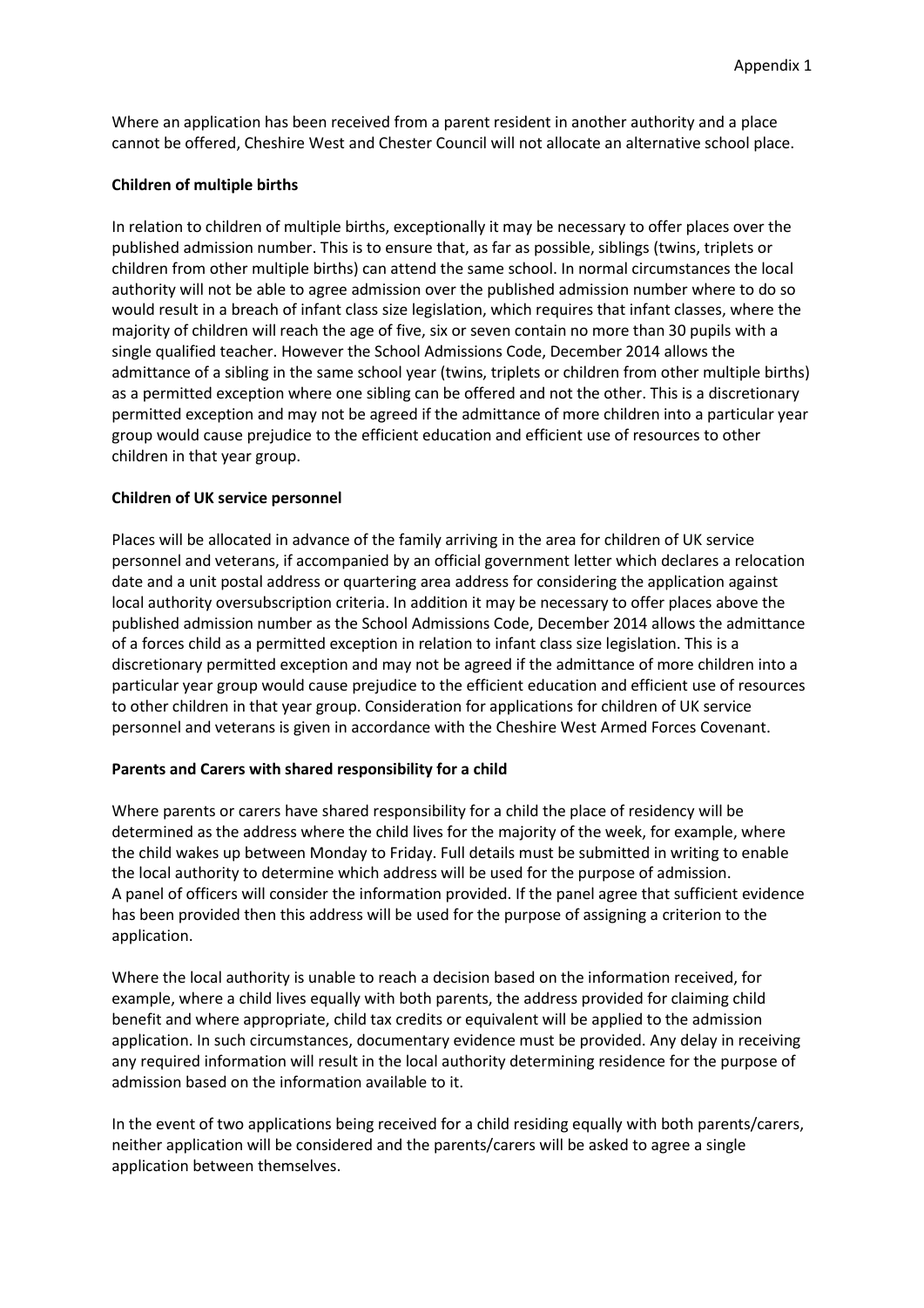Where an application has been received from a parent resident in another authority and a place cannot be offered, Cheshire West and Chester Council will not allocate an alternative school place.

**Children of multiple births**

In relation to children of multiple births, exceptionally it may be necessary to offer places over the published admission number. This is to ensure that, as far as possible, siblings (twins, triplets or children from other multiple births) can attend the same school. In normal circumstances the local authority will not be able to agree admission over the published admission number where to do so would result in a breach of infant class size legislation, which requires that infant classes, where the majority of children will reach the age of five, six or seven contain no more than 30 pupils with a single qualified teacher. However the School Admissions Code, December 2014 allows the admittance of a sibling in the same school year (twins, triplets or children from other multiple births) as a permitted exception where one sibling can be offered and not the other. This is a discretionary permitted exception and may not be agreed if the admittance of more children into a particular year group would cause prejudice to the efficient education and efficient use of resources to other children in that year group.

**Children of UK service personnel**

Places will be allocated in advance of the family arriving in the area for children of UK service personnel and veterans, if accompanied by an official government letter which declares a relocation date and a unit postal address or quartering area address for considering the application against local authority oversubscription criteria. In addition it may be necessary to offer places above the published admission number as the School Admissions Code, December 2014 allows the admittance of a forces child as a permitted exception in relation to infant class size legislation. This is a discretionary permitted exception and may not be agreed if the admittance of more children into a particular year group would cause prejudice to the efficient education and efficient use of resources to other children in that year group. Consideration for applications for children of UK service personnel and veterans is given in accordance with the Cheshire West Armed Forces Covenant.

**Parents and Carers with shared responsibility for a child**

Where parents or carers have shared responsibility for a child the place of residency will be determined as the address where the child lives for the majority of the week, for example, where the child wakes up between Monday to Friday. Full details must be submitted in writing to enable the local authority to determine which address will be used for the purpose of admission. A panel of officers will consider the information provided. If the panel agree that sufficient evidence has been provided then this address will be used for the purpose of assigning a criterion to the application.

Where the local authority is unable to reach a decision based on the information received, for example, where a child lives equally with both parents, the address provided for claiming child benefit and where appropriate, child tax credits or equivalent will be applied to the admission application. In such circumstances, documentary evidence must be provided. Any delay in receiving any required information will result in the local authority determining residence for the purpose of admission based on the information available to it.

In the event of two applications being received for a child residing equally with both parents/carers, neither application will be considered and the parents/carers will be asked to agree a single application between themselves.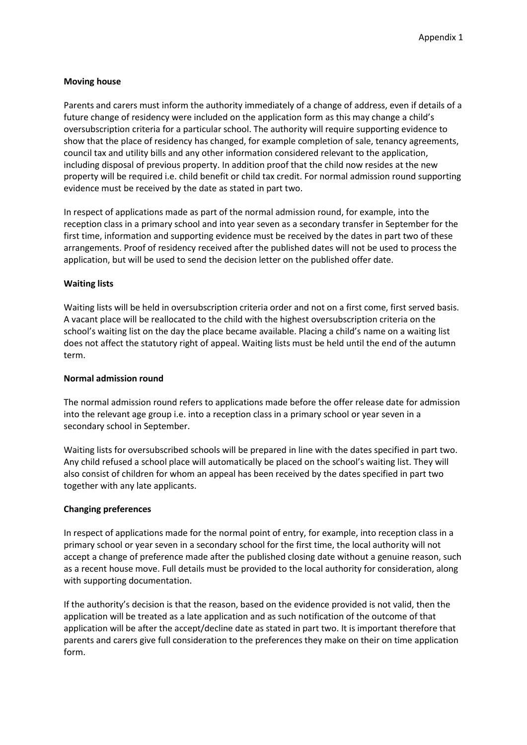**Moving house**

Parents and carers must inform the authority immediately of a change of address, even if details of a future change of residency were included on the application form as this may change a child's oversubscription criteria for a particular school. The authority will require supporting evidence to show that the place of residency has changed, for example completion of sale, tenancy agreements, council tax and utility bills and any other information considered relevant to the application, including disposal of previous property. In addition proof that the child now resides at the new property will be required i.e. child benefit or child tax credit. For normal admission round supporting evidence must be received by the date as stated in part two.

In respect of applications made as part of the normal admission round, for example, into the reception class in a primary school and into year seven as a secondary transfer in September for the first time, information and supporting evidence must be received by the dates in part two of these arrangements. Proof of residency received after the published dates will not be used to process the application, but will be used to send the decision letter on the published offer date.

**Waiting lists**

Waiting lists will be held in oversubscription criteria order and not on a first come, first served basis. A vacant place will be reallocated to the child with the highest oversubscription criteria on the school's waiting list on the day the place became available. Placing a child's name on a waiting list does not affect the statutory right of appeal. Waiting lists must be held until the end of the autumn term.

**Normal admission round**

The normal admission round refers to applications made before the offer release date for admission into the relevant age group i.e. into a reception class in a primary school or year seven in a secondary school in September.

Waiting lists for oversubscribed schools will be prepared in line with the dates specified in part two. Any child refused a school place will automatically be placed on the school's waiting list. They will also consist of children for whom an appeal has been received by the dates specified in part two together with any late applicants.

**Changing preferences**

In respect of applications made for the normal point of entry, for example, into reception class in a primary school or year seven in a secondary school for the first time, the local authority will not accept a change of preference made after the published closing date without a genuine reason, such as a recent house move. Full details must be provided to the local authority for consideration, along with supporting documentation.

If the authority's decision is that the reason, based on the evidence provided is not valid, then the application will be treated as a late application and as such notification of the outcome of that application will be after the accept/decline date as stated in part two. It is important therefore that parents and carers give full consideration to the preferences they make on their on time application form.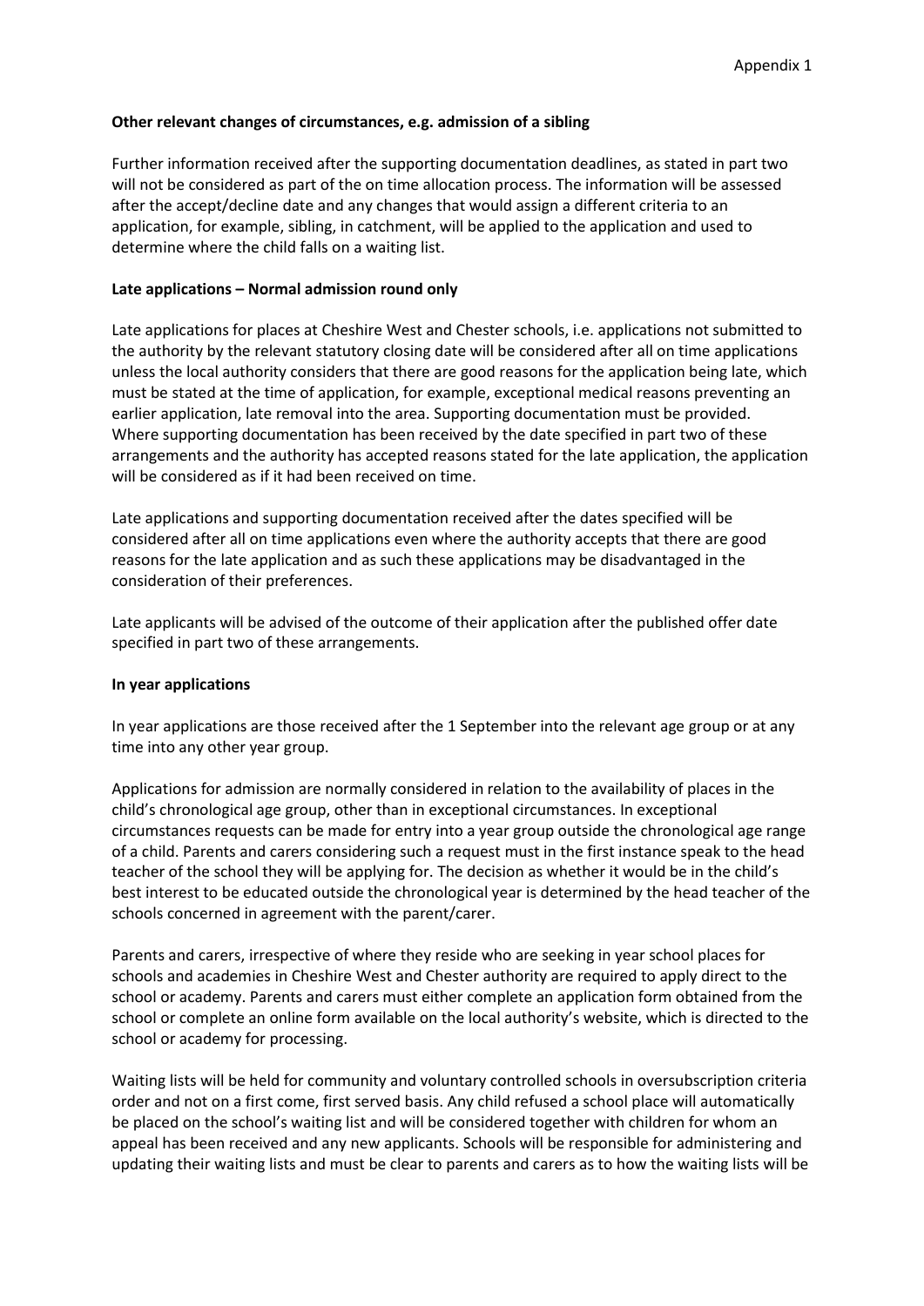**Other relevant changes of circumstances, e.g. admission of a sibling**

Further information received after the supporting documentation deadlines, as stated in part two will not be considered as part of the on time allocation process. The information will be assessed after the accept/decline date and any changes that would assign a different criteria to an application, for example, sibling, in catchment, will be applied to the application and used to determine where the child falls on a waiting list.

**Late applications – Normal admission round only**

Late applications for places at Cheshire West and Chester schools, i.e. applications not submitted to the authority by the relevant statutory closing date will be considered after all on time applications unless the local authority considers that there are good reasons for the application being late, which must be stated at the time of application, for example, exceptional medical reasons preventing an earlier application, late removal into the area. Supporting documentation must be provided. Where supporting documentation has been received by the date specified in part two of these arrangements and the authority has accepted reasons stated for the late application, the application will be considered as if it had been received on time.

Late applications and supporting documentation received after the dates specified will be considered after all on time applications even where the authority accepts that there are good reasons for the late application and as such these applications may be disadvantaged in the consideration of their preferences.

Late applicants will be advised of the outcome of their application after the published offer date specified in part two of these arrangements.

**In year applications**

In year applications are those received after the 1 September into the relevant age group or at any time into any other year group.

Applications for admission are normally considered in relation to the availability of places in the child's chronological age group, other than in exceptional circumstances. In exceptional circumstances requests can be made for entry into a year group outside the chronological age range of a child. Parents and carers considering such a request must in the first instance speak to the head teacher of the school they will be applying for. The decision as whether it would be in the child's best interest to be educated outside the chronological year is determined by the head teacher of the schools concerned in agreement with the parent/carer.

Parents and carers, irrespective of where they reside who are seeking in year school places for schools and academies in Cheshire West and Chester authority are required to apply direct to the school or academy. Parents and carers must either complete an application form obtained from the school or complete an online form available on the local authority's website, which is directed to the school or academy for processing.

Waiting lists will be held for community and voluntary controlled schools in oversubscription criteria order and not on a first come, first served basis. Any child refused a school place will automatically be placed on the school's waiting list and will be considered together with children for whom an appeal has been received and any new applicants. Schools will be responsible for administering and updating their waiting lists and must be clear to parents and carers as to how the waiting lists will be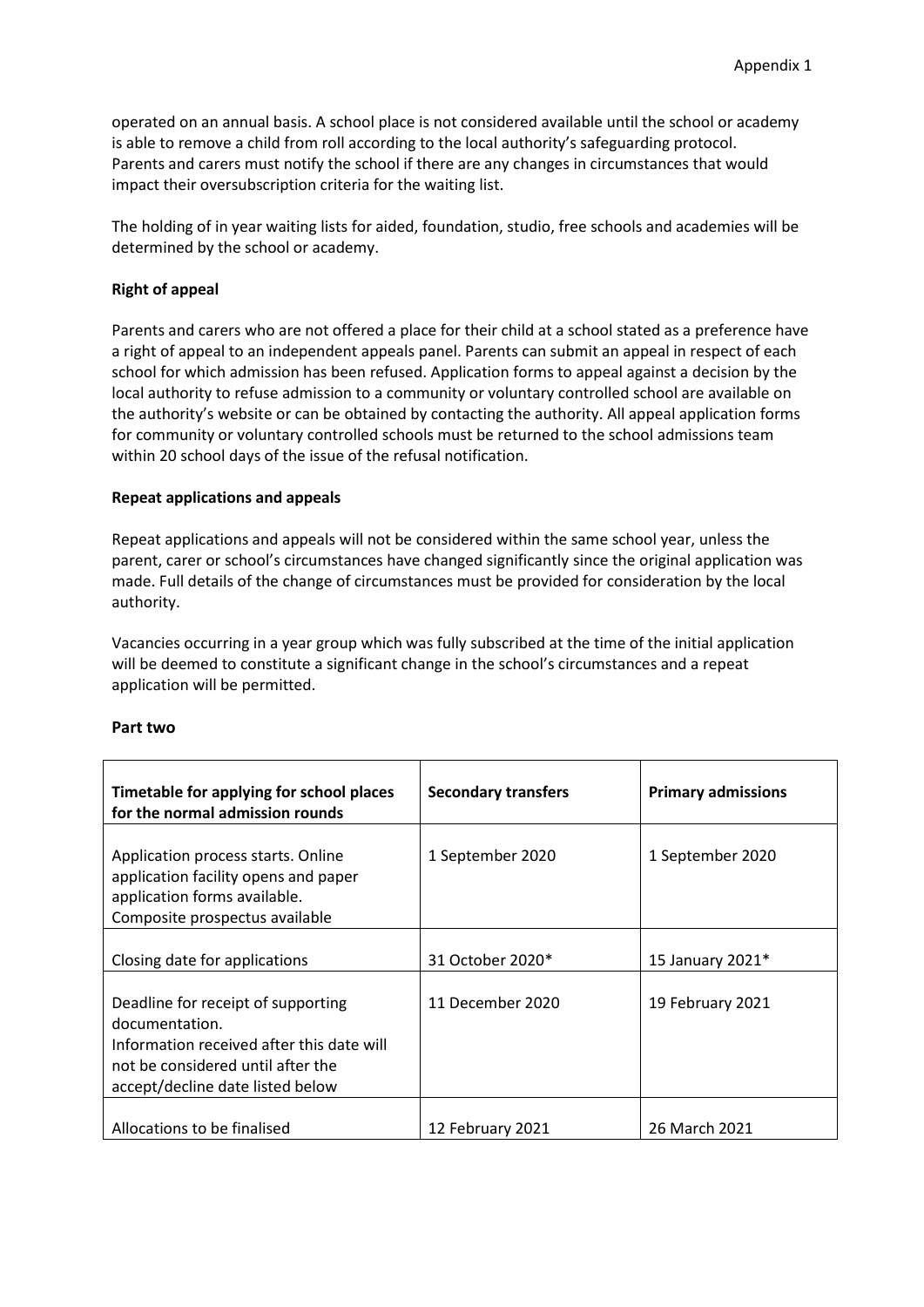operated on an annual basis. A school place is not considered available until the school or academy is able to remove a child from roll according to the local authority's safeguarding protocol. Parents and carers must notify the school if there are any changes in circumstances that would impact their oversubscription criteria for the waiting list.

The holding of in year waiting lists for aided, foundation, studio, free schools and academies will be determined by the school or academy.

**Right of appeal**

Parents and carers who are not offered a place for their child at a school stated as a preference have a right of appeal to an independent appeals panel. Parents can submit an appeal in respect of each school for which admission has been refused. Application forms to appeal against a decision by the local authority to refuse admission to a community or voluntary controlled school are available on the authority's website or can be obtained by contacting the authority. All appeal application forms for community or voluntary controlled schools must be returned to the school admissions team within 20 school days of the issue of the refusal notification.

**Repeat applications and appeals**

Repeat applications and appeals will not be considered within the same school year, unless the parent, carer or school's circumstances have changed significantly since the original application was made. Full details of the change of circumstances must be provided for consideration by the local authority.

Vacancies occurring in a year group which was fully subscribed at the time of the initial application will be deemed to constitute a significant change in the school's circumstances and a repeat application will be permitted.

**Part two**

| **Timetable for applying for school places for the normal admission rounds** | **Secondary transfers** | **Primary admissions** |
|---|---|---|
| Application process starts. Online application facility opens and paper application forms available. Composite prospectus available | 1 September 2020 | 1 September 2020 |
| Closing date for applications | 31 October 2020* | 15 January 2021* |
| Deadline for receipt of supporting documentation. Information received after this date will not be considered until after the accept/decline date listed below | 11 December 2020 | 19 February 2021 |
| Allocations to be finalised | 12 February 2021 | 26 March 2021 |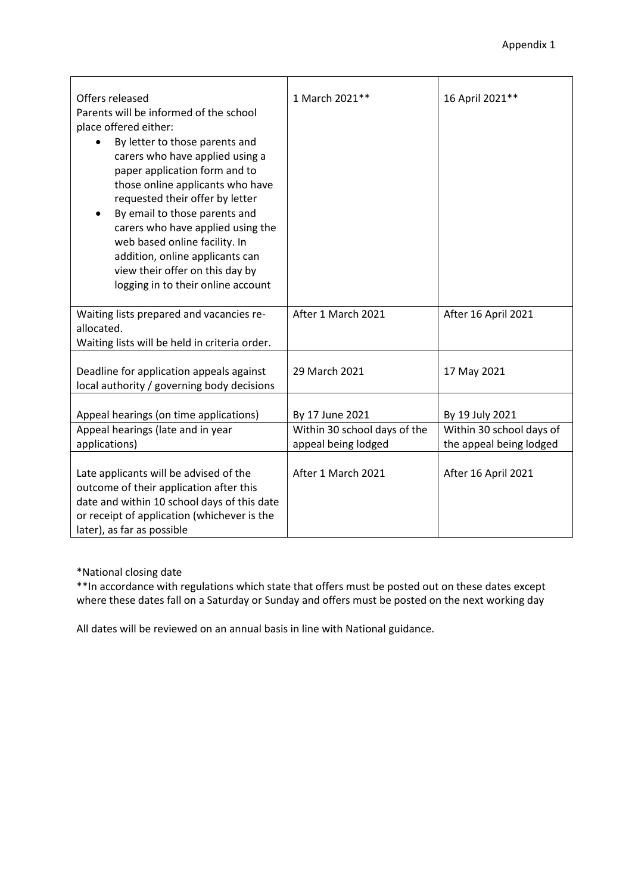Appendix 1

| | | |
|---|---|---|
| Offers released<br>Parents will be informed of the school place offered either:<br>• By letter to those parents and carers who have applied using a paper application form and to those online applicants who have requested their offer by letter<br>• By email to those parents and carers who have applied using the web based online facility. In addition, online applicants can view their offer on this day by logging in to their online account | 1 March 2021** | 16 April 2021** |
| Waiting lists prepared and vacancies re-allocated.<br>Waiting lists will be held in criteria order. | After 1 March 2021 | After 16 April 2021 |
| Deadline for application appeals against local authority / governing body decisions | 29 March 2021 | 17 May 2021 |
| Appeal hearings (on time applications) | By 17 June 2021 | By 19 July 2021 |
| Appeal hearings (late and in year applications) | Within 30 school days of the appeal being lodged | Within 30 school days of the appeal being lodged |
| Late applicants will be advised of the outcome of their application after this date and within 10 school days of this date or receipt of application (whichever is the later), as far as possible | After 1 March 2021 | After 16 April 2021 |

*National closing date

**In accordance with regulations which state that offers must be posted out on these dates except where these dates fall on a Saturday or Sunday and offers must be posted on the next working day

All dates will be reviewed on an annual basis in line with National guidance.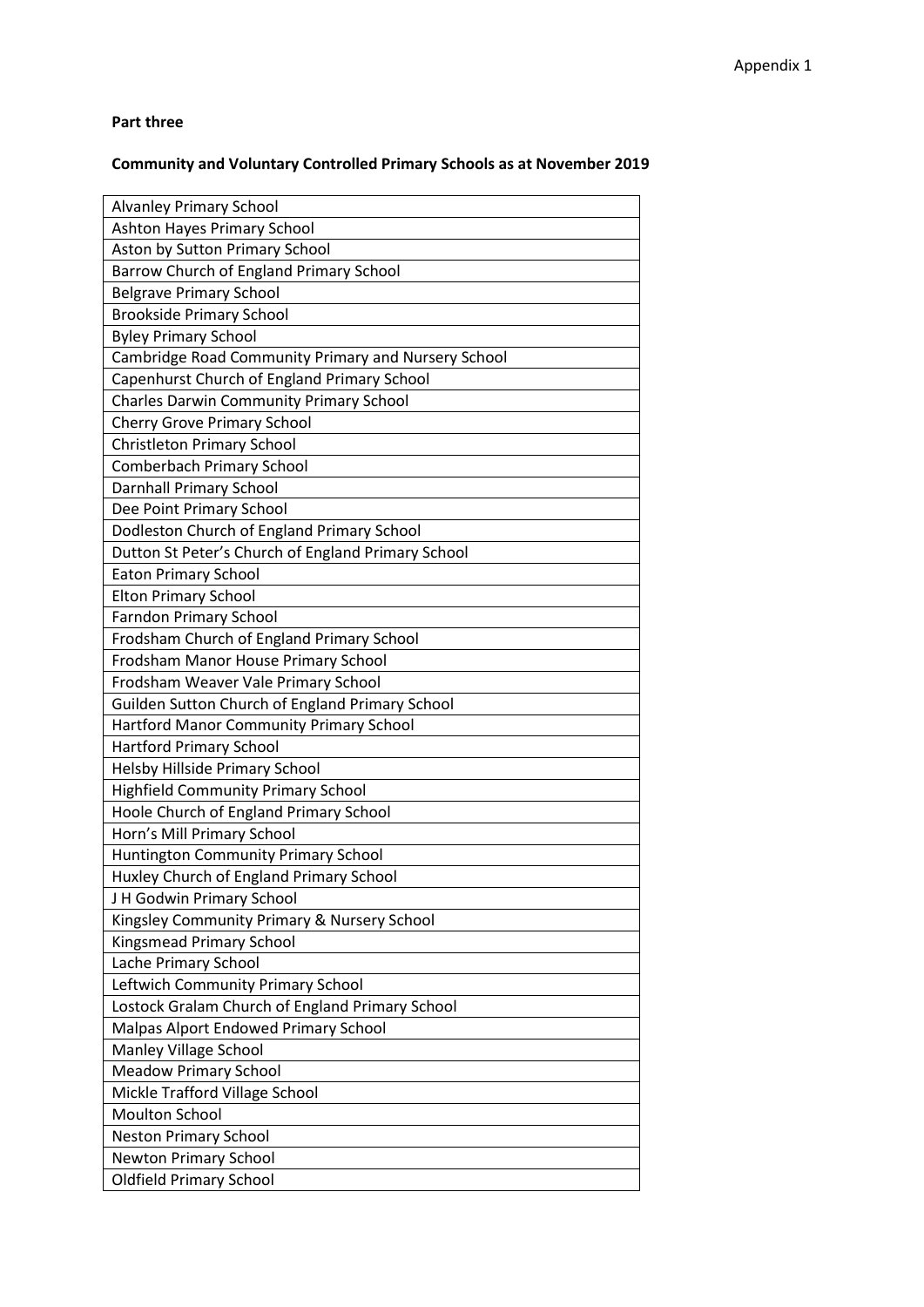Appendix 1

**Part three**

**Community and Voluntary Controlled Primary Schools as at November 2019**

| Alvanley Primary School |
|---|
| Ashton Hayes Primary School |
| Aston by Sutton Primary School |
| Barrow Church of England Primary School |
| Belgrave Primary School |
| Brookside Primary School |
| Byley Primary School |
| Cambridge Road Community Primary and Nursery School |
| Capenhurst Church of England Primary School |
| Charles Darwin Community Primary School |
| Cherry Grove Primary School |
| Christleton Primary School |
| Comberbach Primary School |
| Darnhall Primary School |
| Dee Point Primary School |
| Dodleston Church of England Primary School |
| Dutton St Peter's Church of England Primary School |
| Eaton Primary School |
| Elton Primary School |
| Farndon Primary School |
| Frodsham Church of England Primary School |
| Frodsham Manor House Primary School |
| Frodsham Weaver Vale Primary School |
| Guilden Sutton Church of England Primary School |
| Hartford Manor Community Primary School |
| Hartford Primary School |
| Helsby Hillside Primary School |
| Highfield Community Primary School |
| Hoole Church of England Primary School |
| Horn's Mill Primary School |
| Huntington Community Primary School |
| Huxley Church of England Primary School |
| J H Godwin Primary School |
| Kingsley Community Primary & Nursery School |
| Kingsmead Primary School |
| Lache Primary School |
| Leftwich Community Primary School |
| Lostock Gralam Church of England Primary School |
| Malpas Alport Endowed Primary School |
| Manley Village School |
| Meadow Primary School |
| Mickle Trafford Village School |
| Moulton School |
| Neston Primary School |
| Newton Primary School |
| Oldfield Primary School |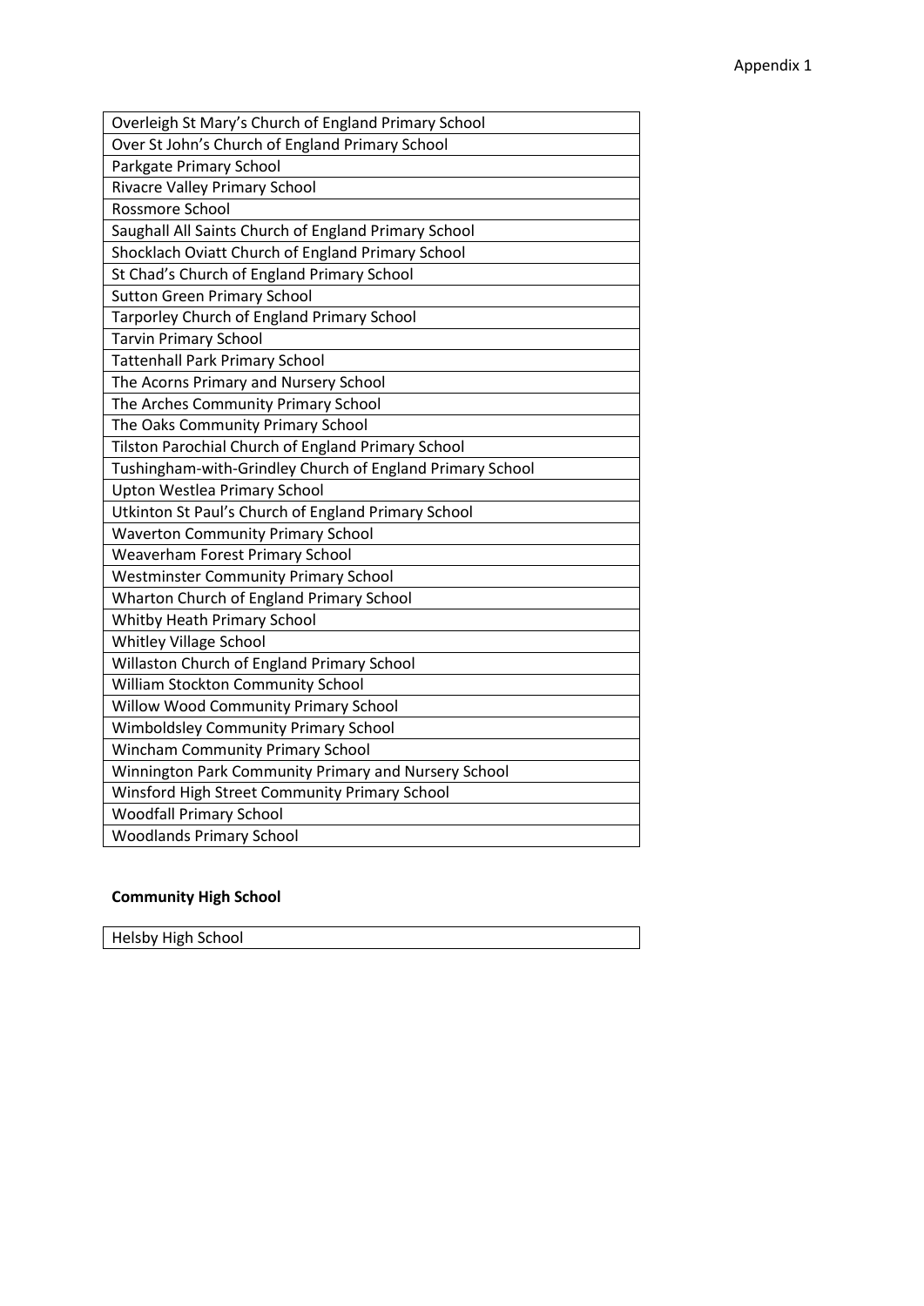Appendix 1

| |
|---|
| Overleigh St Mary's Church of England Primary School |
| Over St John's Church of England Primary School |
| Parkgate Primary School |
| Rivacre Valley Primary School |
| Rossmore School |
| Saughall All Saints Church of England Primary School |
| Shocklach Oviatt Church of England Primary School |
| St Chad's Church of England Primary School |
| Sutton Green Primary School |
| Tarporley Church of England Primary School |
| Tarvin Primary School |
| Tattenhall Park Primary School |
| The Acorns Primary and Nursery School |
| The Arches Community Primary School |
| The Oaks Community Primary School |
| Tilston Parochial Church of England Primary School |
| Tushingham-with-Grindley Church of England Primary School |
| Upton Westlea Primary School |
| Utkinton St Paul's Church of England Primary School |
| Waverton Community Primary School |
| Weaverham Forest Primary School |
| Westminster Community Primary School |
| Wharton Church of England Primary School |
| Whitby Heath Primary School |
| Whitley Village School |
| Willaston Church of England Primary School |
| William Stockton Community School |
| Willow Wood Community Primary School |
| Wimboldsley Community Primary School |
| Wincham Community Primary School |
| Winnington Park Community Primary and Nursery School |
| Winsford High Street Community Primary School |
| Woodfall Primary School |
| Woodlands Primary School |

**Community High School**

| |
|---|
| Helsby High School |